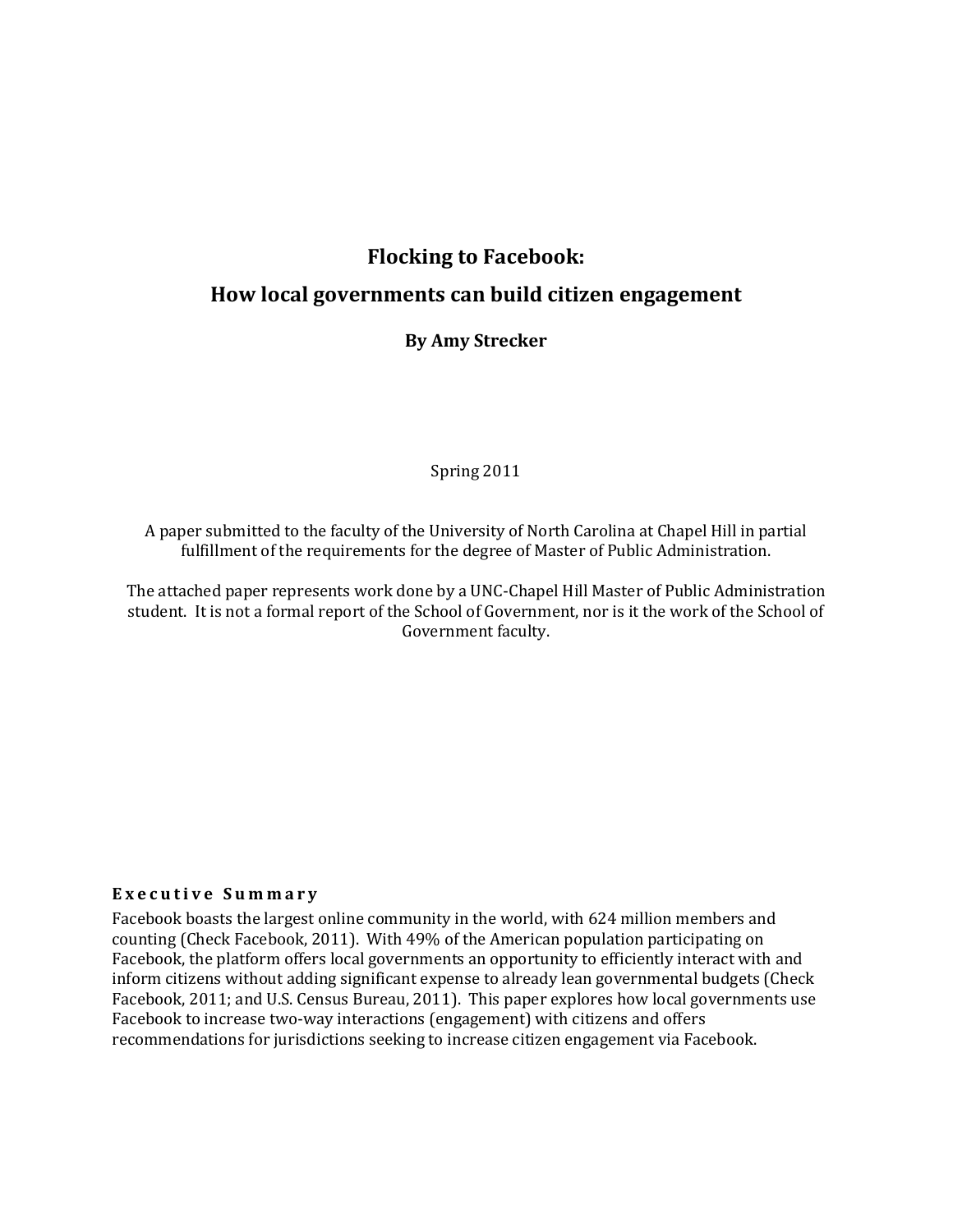# Flocking to Facebook:
# How local governments can build citizen engagement

**By Amy Strecker**

Spring 2011

A paper submitted to the faculty of the University of North Carolina at Chapel Hill in partial fulfillment of the requirements for the degree of Master of Public Administration.

The attached paper represents work done by a UNC-Chapel Hill Master of Public Administration student. It is not a formal report of the School of Government, nor is it the work of the School of Government faculty.

## Executive Summary

Facebook boasts the largest online community in the world, with 624 million members and counting (Check Facebook, 2011). With 49% of the American population participating on Facebook, the platform offers local governments an opportunity to efficiently interact with and inform citizens without adding significant expense to already lean governmental budgets (Check Facebook, 2011; and U.S. Census Bureau, 2011). This paper explores how local governments use Facebook to increase two-way interactions (engagement) with citizens and offers recommendations for jurisdictions seeking to increase citizen engagement via Facebook.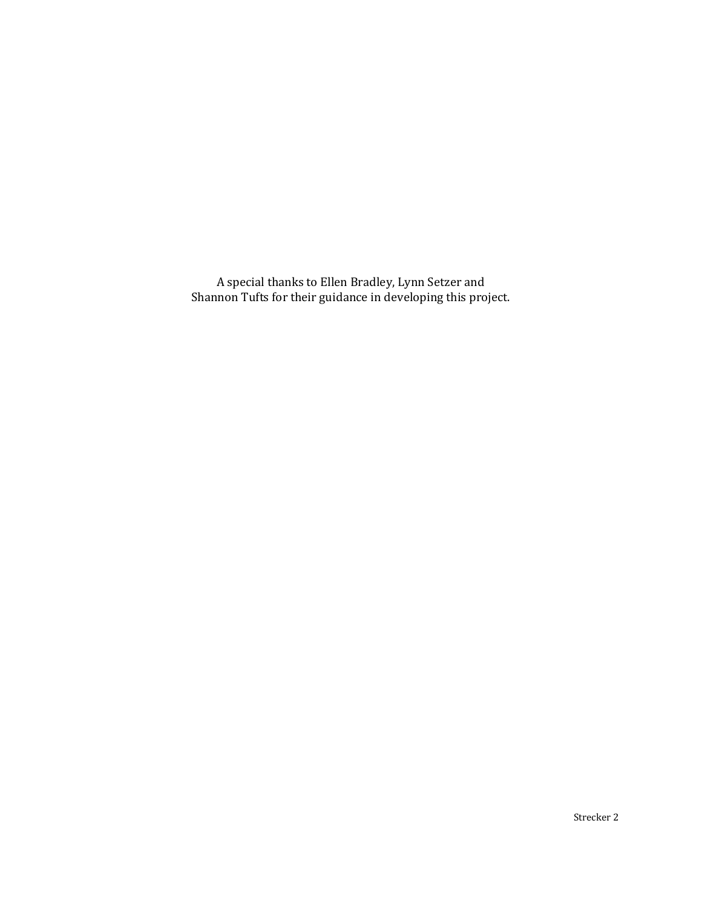A special thanks to Ellen Bradley, Lynn Setzer and Shannon Tufts for their guidance in developing this project.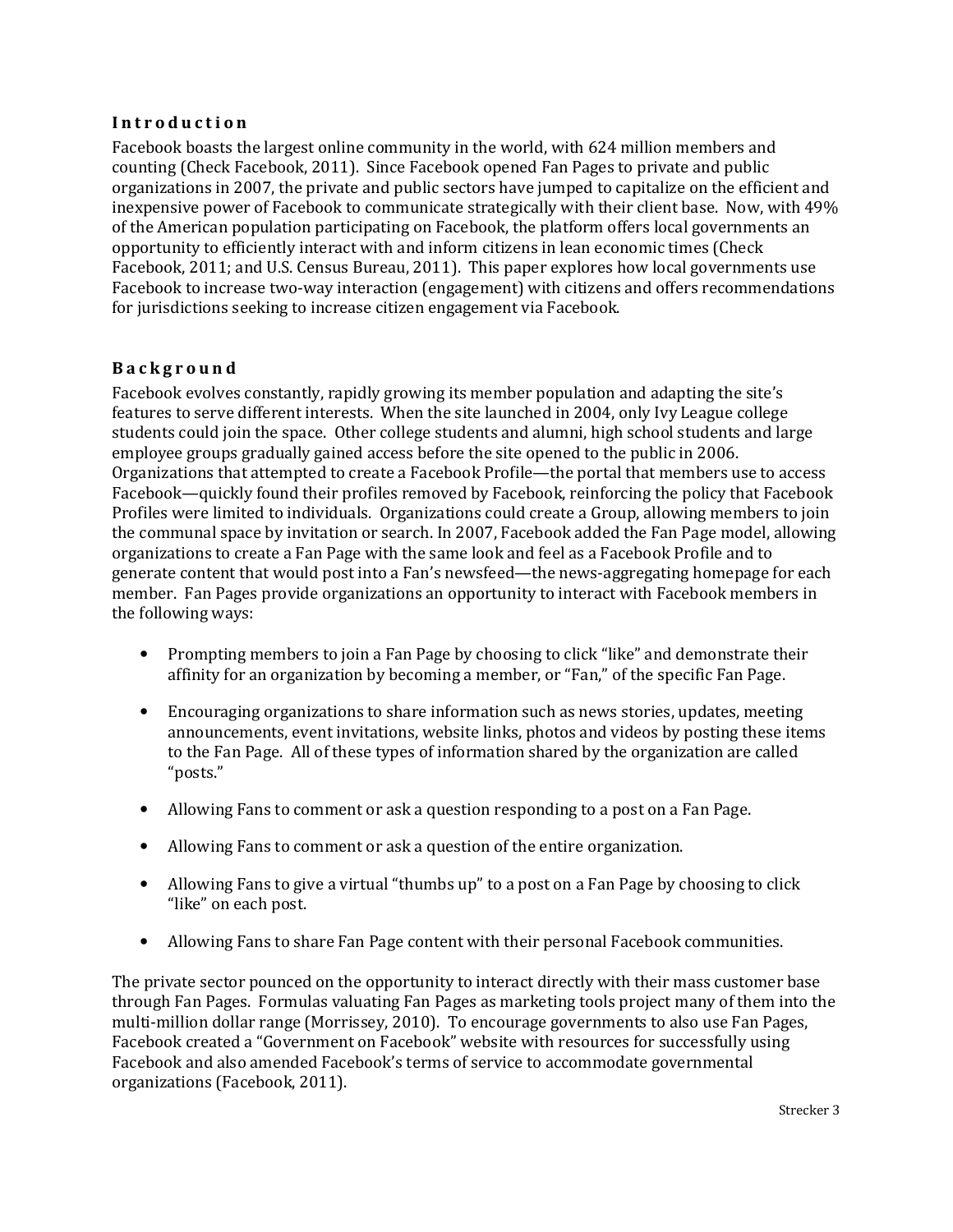## Introduction

Facebook boasts the largest online community in the world, with 624 million members and counting (Check Facebook, 2011). Since Facebook opened Fan Pages to private and public organizations in 2007, the private and public sectors have jumped to capitalize on the efficient and inexpensive power of Facebook to communicate strategically with their client base. Now, with 49% of the American population participating on Facebook, the platform offers local governments an opportunity to efficiently interact with and inform citizens in lean economic times (Check Facebook, 2011; and U.S. Census Bureau, 2011). This paper explores how local governments use Facebook to increase two-way interaction (engagement) with citizens and offers recommendations for jurisdictions seeking to increase citizen engagement via Facebook.

## Background

Facebook evolves constantly, rapidly growing its member population and adapting the site's features to serve different interests. When the site launched in 2004, only Ivy League college students could join the space. Other college students and alumni, high school students and large employee groups gradually gained access before the site opened to the public in 2006. Organizations that attempted to create a Facebook Profile—the portal that members use to access Facebook—quickly found their profiles removed by Facebook, reinforcing the policy that Facebook Profiles were limited to individuals. Organizations could create a Group, allowing members to join the communal space by invitation or search. In 2007, Facebook added the Fan Page model, allowing organizations to create a Fan Page with the same look and feel as a Facebook Profile and to generate content that would post into a Fan's newsfeed—the news-aggregating homepage for each member. Fan Pages provide organizations an opportunity to interact with Facebook members in the following ways:

- Prompting members to join a Fan Page by choosing to click "like" and demonstrate their affinity for an organization by becoming a member, or "Fan," of the specific Fan Page.
- Encouraging organizations to share information such as news stories, updates, meeting announcements, event invitations, website links, photos and videos by posting these items to the Fan Page. All of these types of information shared by the organization are called "posts."
- Allowing Fans to comment or ask a question responding to a post on a Fan Page.
- Allowing Fans to comment or ask a question of the entire organization.
- Allowing Fans to give a virtual "thumbs up" to a post on a Fan Page by choosing to click "like" on each post.
- Allowing Fans to share Fan Page content with their personal Facebook communities.

The private sector pounced on the opportunity to interact directly with their mass customer base through Fan Pages. Formulas valuating Fan Pages as marketing tools project many of them into the multi-million dollar range (Morrissey, 2010). To encourage governments to also use Fan Pages, Facebook created a "Government on Facebook" website with resources for successfully using Facebook and also amended Facebook's terms of service to accommodate governmental organizations (Facebook, 2011).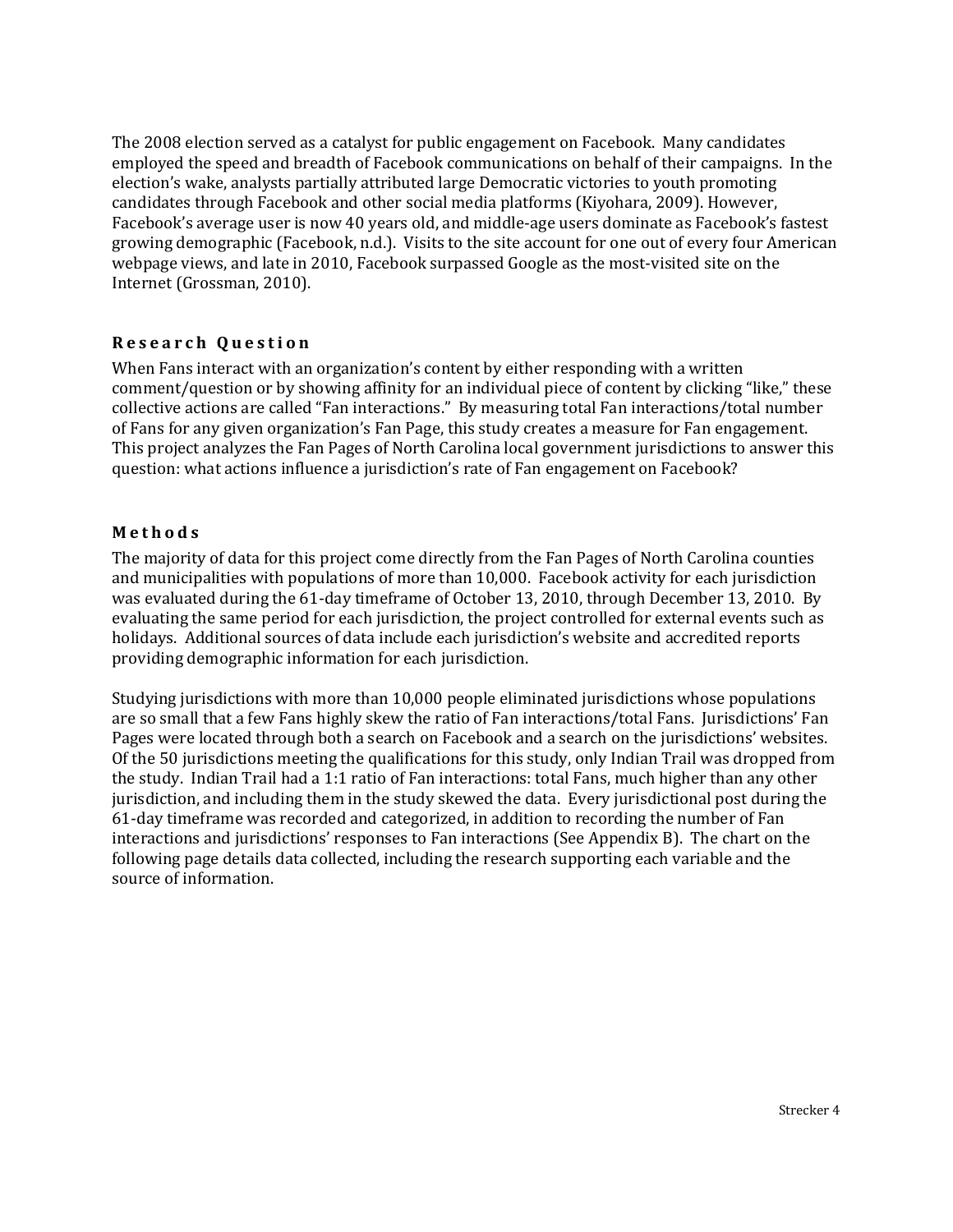The 2008 election served as a catalyst for public engagement on Facebook. Many candidates employed the speed and breadth of Facebook communications on behalf of their campaigns. In the election's wake, analysts partially attributed large Democratic victories to youth promoting candidates through Facebook and other social media platforms (Kiyohara, 2009). However, Facebook's average user is now 40 years old, and middle-age users dominate as Facebook's fastest growing demographic (Facebook, n.d.). Visits to the site account for one out of every four American webpage views, and late in 2010, Facebook surpassed Google as the most-visited site on the Internet (Grossman, 2010).

## Research Question

When Fans interact with an organization's content by either responding with a written comment/question or by showing affinity for an individual piece of content by clicking "like," these collective actions are called "Fan interactions." By measuring total Fan interactions/total number of Fans for any given organization's Fan Page, this study creates a measure for Fan engagement. This project analyzes the Fan Pages of North Carolina local government jurisdictions to answer this question: what actions influence a jurisdiction's rate of Fan engagement on Facebook?

## Methods

The majority of data for this project come directly from the Fan Pages of North Carolina counties and municipalities with populations of more than 10,000. Facebook activity for each jurisdiction was evaluated during the 61-day timeframe of October 13, 2010, through December 13, 2010. By evaluating the same period for each jurisdiction, the project controlled for external events such as holidays. Additional sources of data include each jurisdiction's website and accredited reports providing demographic information for each jurisdiction.

Studying jurisdictions with more than 10,000 people eliminated jurisdictions whose populations are so small that a few Fans highly skew the ratio of Fan interactions/total Fans. Jurisdictions' Fan Pages were located through both a search on Facebook and a search on the jurisdictions' websites. Of the 50 jurisdictions meeting the qualifications for this study, only Indian Trail was dropped from the study. Indian Trail had a 1:1 ratio of Fan interactions: total Fans, much higher than any other jurisdiction, and including them in the study skewed the data. Every jurisdictional post during the 61-day timeframe was recorded and categorized, in addition to recording the number of Fan interactions and jurisdictions' responses to Fan interactions (See Appendix B). The chart on the following page details data collected, including the research supporting each variable and the source of information.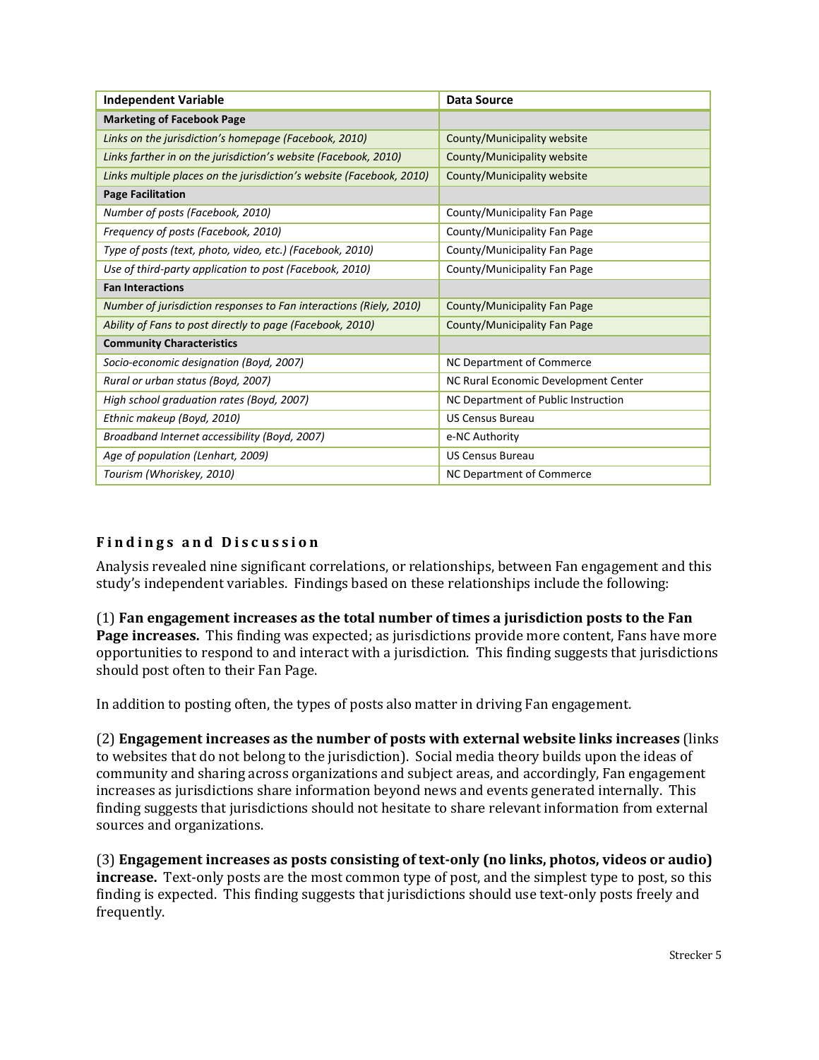| Independent Variable | Data Source |
|---|---|
| **Marketing of Facebook Page** | |
| *Links on the jurisdiction's homepage (Facebook, 2010)* | County/Municipality website |
| *Links farther in on the jurisdiction's website (Facebook, 2010)* | County/Municipality website |
| *Links multiple places on the jurisdiction's website (Facebook, 2010)* | County/Municipality website |
| **Page Facilitation** | |
| *Number of posts (Facebook, 2010)* | County/Municipality Fan Page |
| *Frequency of posts (Facebook, 2010)* | County/Municipality Fan Page |
| *Type of posts (text, photo, video, etc.) (Facebook, 2010)* | County/Municipality Fan Page |
| *Use of third-party application to post (Facebook, 2010)* | County/Municipality Fan Page |
| **Fan Interactions** | |
| *Number of jurisdiction responses to Fan interactions (Riely, 2010)* | County/Municipality Fan Page |
| *Ability of Fans to post directly to page (Facebook, 2010)* | County/Municipality Fan Page |
| **Community Characteristics** | |
| *Socio-economic designation (Boyd, 2007)* | NC Department of Commerce |
| *Rural or urban status (Boyd, 2007)* | NC Rural Economic Development Center |
| *High school graduation rates (Boyd, 2007)* | NC Department of Public Instruction |
| *Ethnic makeup (Boyd, 2010)* | US Census Bureau |
| *Broadband Internet accessibility (Boyd, 2007)* | e-NC Authority |
| *Age of population (Lenhart, 2009)* | US Census Bureau |
| *Tourism (Whoriskey, 2010)* | NC Department of Commerce |

## Findings and Discussion

Analysis revealed nine significant correlations, or relationships, between Fan engagement and this study's independent variables. Findings based on these relationships include the following:

(1) **Fan engagement increases as the total number of times a jurisdiction posts to the Fan Page increases.** This finding was expected; as jurisdictions provide more content, Fans have more opportunities to respond to and interact with a jurisdiction. This finding suggests that jurisdictions should post often to their Fan Page.

In addition to posting often, the types of posts also matter in driving Fan engagement.

(2) **Engagement increases as the number of posts with external website links increases** (links to websites that do not belong to the jurisdiction). Social media theory builds upon the ideas of community and sharing across organizations and subject areas, and accordingly, Fan engagement increases as jurisdictions share information beyond news and events generated internally. This finding suggests that jurisdictions should not hesitate to share relevant information from external sources and organizations.

(3) **Engagement increases as posts consisting of text-only (no links, photos, videos or audio) increase.** Text-only posts are the most common type of post, and the simplest type to post, so this finding is expected. This finding suggests that jurisdictions should use text-only posts freely and frequently.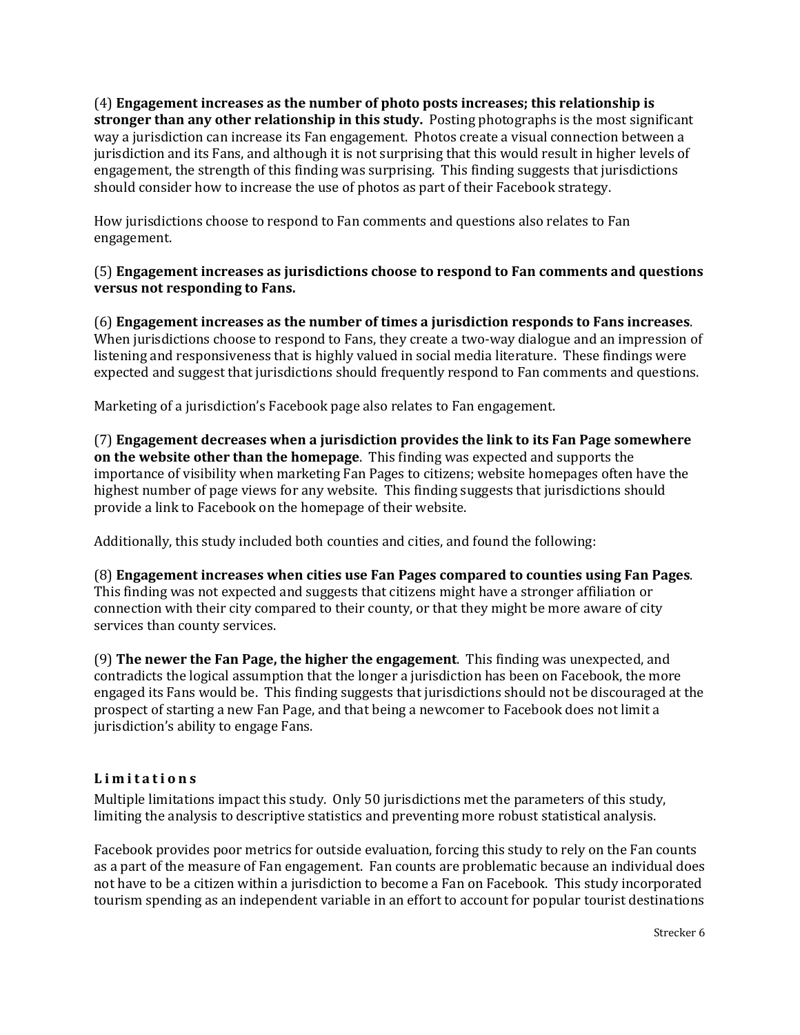(4) **Engagement increases as the number of photo posts increases; this relationship is stronger than any other relationship in this study.** Posting photographs is the most significant way a jurisdiction can increase its Fan engagement. Photos create a visual connection between a jurisdiction and its Fans, and although it is not surprising that this would result in higher levels of engagement, the strength of this finding was surprising. This finding suggests that jurisdictions should consider how to increase the use of photos as part of their Facebook strategy.

How jurisdictions choose to respond to Fan comments and questions also relates to Fan engagement.

(5) **Engagement increases as jurisdictions choose to respond to Fan comments and questions versus not responding to Fans.**

(6) **Engagement increases as the number of times a jurisdiction responds to Fans increases**. When jurisdictions choose to respond to Fans, they create a two-way dialogue and an impression of listening and responsiveness that is highly valued in social media literature. These findings were expected and suggest that jurisdictions should frequently respond to Fan comments and questions.

Marketing of a jurisdiction's Facebook page also relates to Fan engagement.

(7) **Engagement decreases when a jurisdiction provides the link to its Fan Page somewhere on the website other than the homepage**. This finding was expected and supports the importance of visibility when marketing Fan Pages to citizens; website homepages often have the highest number of page views for any website. This finding suggests that jurisdictions should provide a link to Facebook on the homepage of their website.

Additionally, this study included both counties and cities, and found the following:

(8) **Engagement increases when cities use Fan Pages compared to counties using Fan Pages**. This finding was not expected and suggests that citizens might have a stronger affiliation or connection with their city compared to their county, or that they might be more aware of city services than county services.

(9) **The newer the Fan Page, the higher the engagement**. This finding was unexpected, and contradicts the logical assumption that the longer a jurisdiction has been on Facebook, the more engaged its Fans would be. This finding suggests that jurisdictions should not be discouraged at the prospect of starting a new Fan Page, and that being a newcomer to Facebook does not limit a jurisdiction's ability to engage Fans.

## Limitations

Multiple limitations impact this study. Only 50 jurisdictions met the parameters of this study, limiting the analysis to descriptive statistics and preventing more robust statistical analysis.

Facebook provides poor metrics for outside evaluation, forcing this study to rely on the Fan counts as a part of the measure of Fan engagement. Fan counts are problematic because an individual does not have to be a citizen within a jurisdiction to become a Fan on Facebook. This study incorporated tourism spending as an independent variable in an effort to account for popular tourist destinations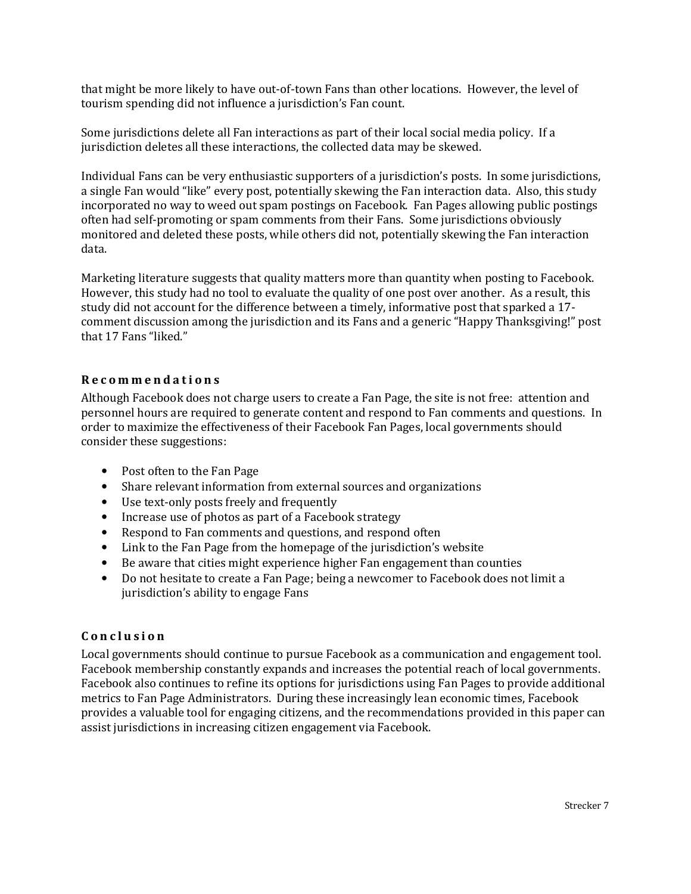that might be more likely to have out-of-town Fans than other locations. However, the level of tourism spending did not influence a jurisdiction's Fan count.

Some jurisdictions delete all Fan interactions as part of their local social media policy. If a jurisdiction deletes all these interactions, the collected data may be skewed.

Individual Fans can be very enthusiastic supporters of a jurisdiction's posts. In some jurisdictions, a single Fan would "like" every post, potentially skewing the Fan interaction data. Also, this study incorporated no way to weed out spam postings on Facebook. Fan Pages allowing public postings often had self-promoting or spam comments from their Fans. Some jurisdictions obviously monitored and deleted these posts, while others did not, potentially skewing the Fan interaction data.

Marketing literature suggests that quality matters more than quantity when posting to Facebook. However, this study had no tool to evaluate the quality of one post over another. As a result, this study did not account for the difference between a timely, informative post that sparked a 17-comment discussion among the jurisdiction and its Fans and a generic "Happy Thanksgiving!" post that 17 Fans "liked."

## Recommendations

Although Facebook does not charge users to create a Fan Page, the site is not free: attention and personnel hours are required to generate content and respond to Fan comments and questions. In order to maximize the effectiveness of their Facebook Fan Pages, local governments should consider these suggestions:

- Post often to the Fan Page
- Share relevant information from external sources and organizations
- Use text-only posts freely and frequently
- Increase use of photos as part of a Facebook strategy
- Respond to Fan comments and questions, and respond often
- Link to the Fan Page from the homepage of the jurisdiction's website
- Be aware that cities might experience higher Fan engagement than counties
- Do not hesitate to create a Fan Page; being a newcomer to Facebook does not limit a jurisdiction's ability to engage Fans

## Conclusion

Local governments should continue to pursue Facebook as a communication and engagement tool. Facebook membership constantly expands and increases the potential reach of local governments. Facebook also continues to refine its options for jurisdictions using Fan Pages to provide additional metrics to Fan Page Administrators. During these increasingly lean economic times, Facebook provides a valuable tool for engaging citizens, and the recommendations provided in this paper can assist jurisdictions in increasing citizen engagement via Facebook.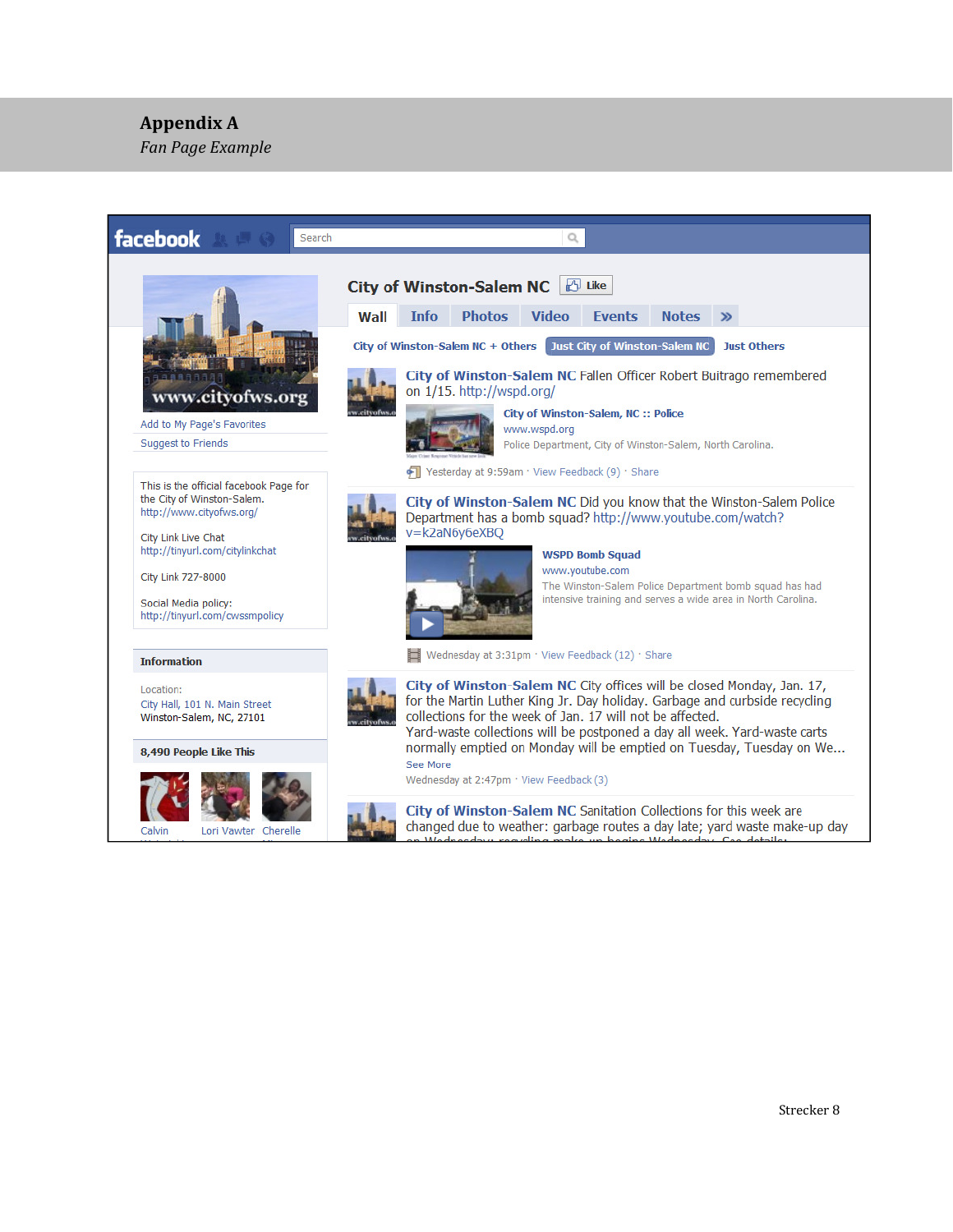# Appendix A

*Fan Page Example*

facebook

Search

## City of Winston-Salem NC

Like

Wall | Info | Photos | Video | Events | Notes | »

City of Winston-Salem NC + Others | Just City of Winston-Salem NC | Just Others

www.cityofws.org

Add to My Page's Favorites

Suggest to Friends

This is the official facebook Page for the City of Winston-Salem.
http://www.cityofws.org/

City Link Live Chat
http://tinyurl.com/citylinkchat

City Link 727-8000

Social Media policy:
http://tinyurl.com/cwssmpolicy

**Information**

Location:
City Hall, 101 N. Main Street
Winston-Salem, NC, 27101

**8,490 People Like This**

Calvin | Lori Vawter | Cherelle

---

**City of Winston-Salem NC** Fallen Officer Robert Buitrago remembered on 1/15. http://wspd.org/

City of Winston-Salem, NC :: Police
www.wspd.org
Police Department, City of Winston-Salem, North Carolina.

Yesterday at 9:59am · View Feedback (9) · Share

---

**City of Winston-Salem NC** Did you know that the Winston-Salem Police Department has a bomb squad? http://www.youtube.com/watch?v=k2aN6y6eXBQ

WSPD Bomb Squad
www.youtube.com
The Winston-Salem Police Department bomb squad has had intensive training and serves a wide area in North Carolina.

Wednesday at 3:31pm · View Feedback (12) · Share

---

**City of Winston-Salem NC** City offices will be closed Monday, Jan. 17, for the Martin Luther King Jr. Day holiday. Garbage and curbside recycling collections for the week of Jan. 17 will not be affected.
Yard-waste collections will be postponed a day all week. Yard-waste carts normally emptied on Monday will be emptied on Tuesday, Tuesday on We...
See More

Wednesday at 2:47pm · View Feedback (3)

---

**City of Winston-Salem NC** Sanitation Collections for this week are changed due to weather: garbage routes a day late; yard waste make-up day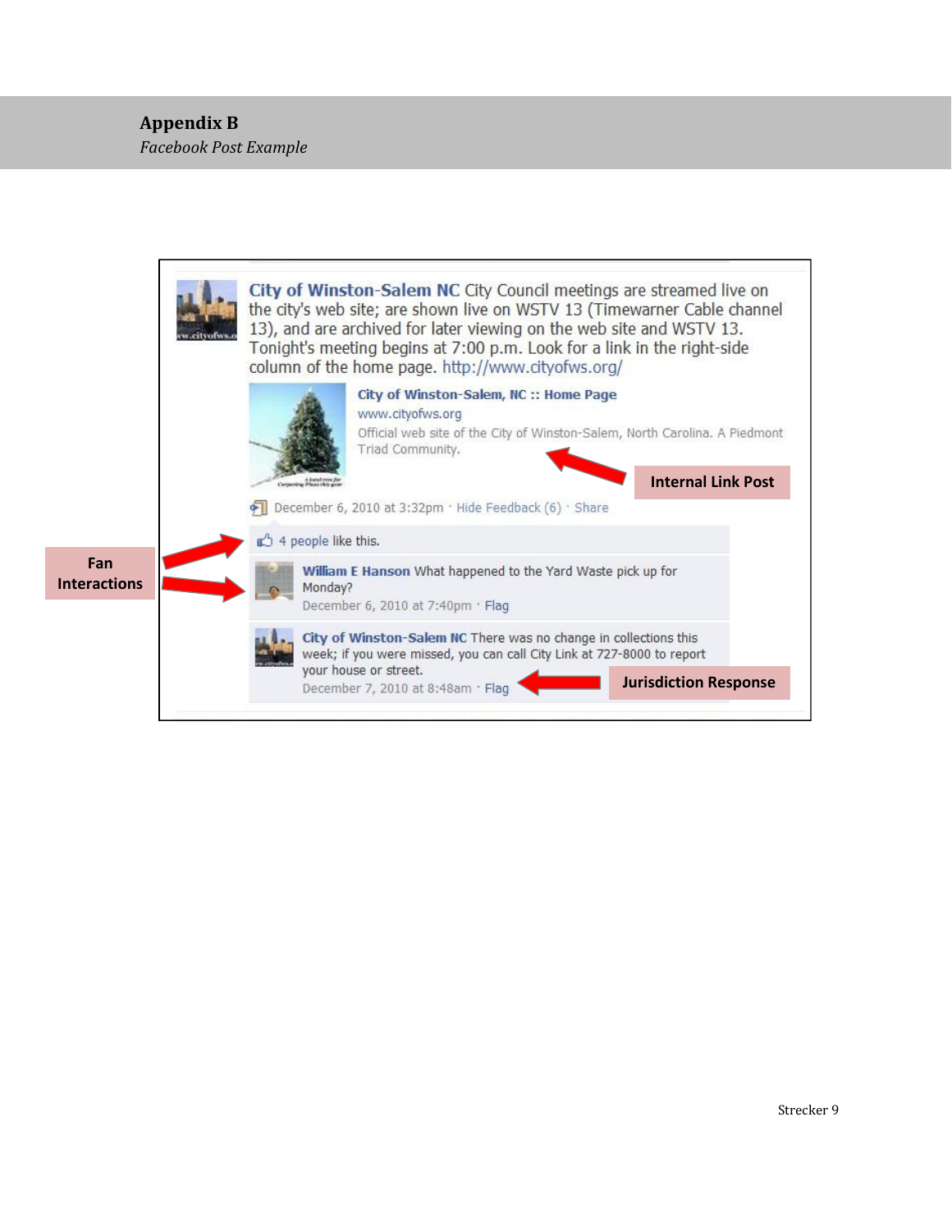## Appendix B

*Facebook Post Example*

**City of Winston-Salem NC** City Council meetings are streamed live on the city's web site; are shown live on WSTV 13 (Timewarner Cable channel 13), and are archived for later viewing on the web site and WSTV 13. Tonight's meeting begins at 7:00 p.m. Look for a link in the right-side column of the home page. http://www.cityofws.org/

**City of Winston-Salem, NC :: Home Page**
www.cityofws.org
Official web site of the City of Winston-Salem, North Carolina. A Piedmont Triad Community.

**Internal Link Post**

December 6, 2010 at 3:32pm · Hide Feedback (6) · Share

4 people like this.

**Fan Interactions**

**William E Hanson** What happened to the Yard Waste pick up for Monday?
December 6, 2010 at 7:40pm · Flag

**City of Winston-Salem NC** There was no change in collections this week; if you were missed, you can call City Link at 727-8000 to report your house or street.
December 7, 2010 at 8:48am · Flag

**Jurisdiction Response**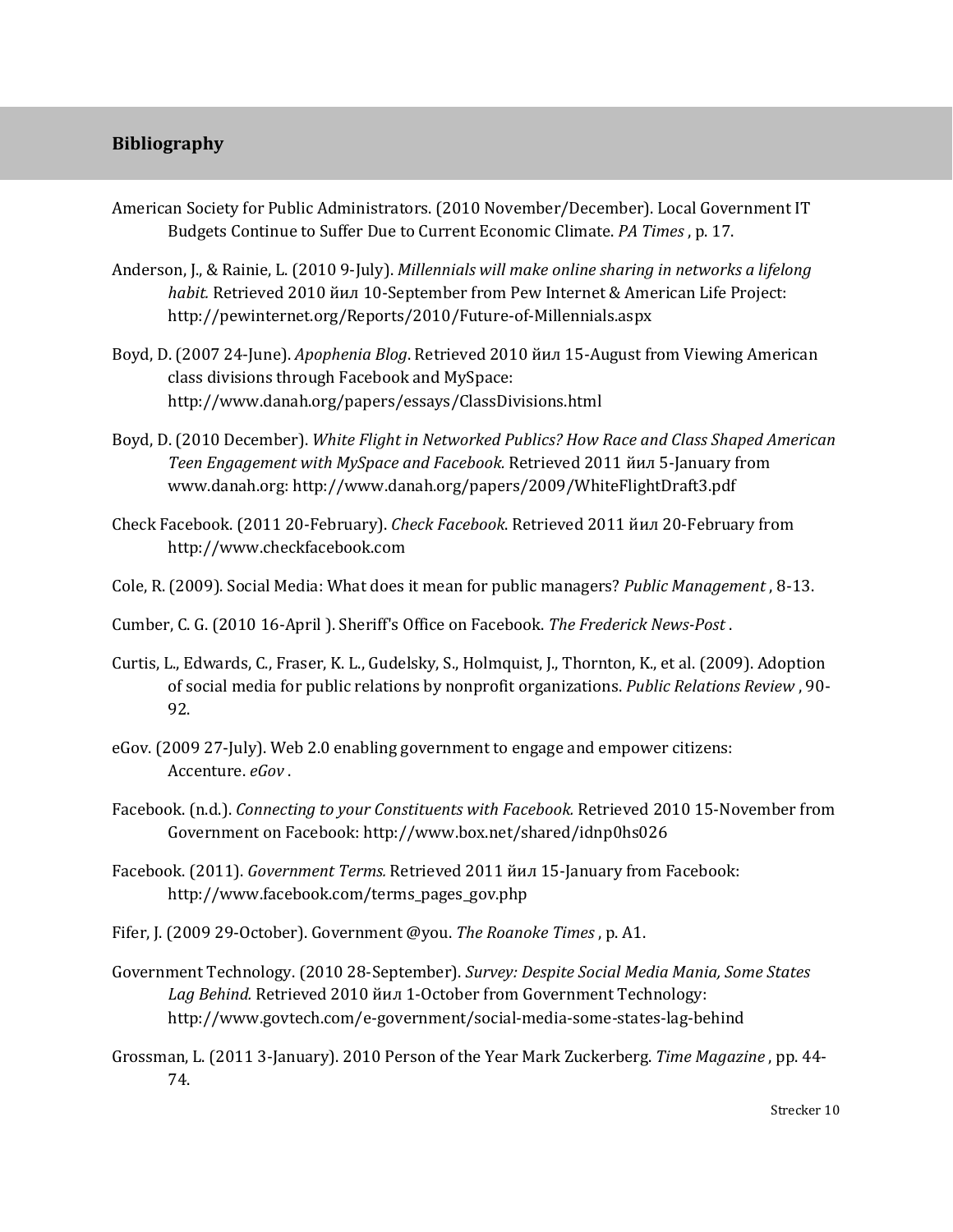## Bibliography

American Society for Public Administrators. (2010 November/December). Local Government IT Budgets Continue to Suffer Due to Current Economic Climate. *PA Times* , p. 17.

Anderson, J., & Rainie, L. (2010 9-July). *Millennials will make online sharing in networks a lifelong habit.* Retrieved 2010 йил 10-September from Pew Internet & American Life Project: http://pewinternet.org/Reports/2010/Future-of-Millennials.aspx

Boyd, D. (2007 24-June). *Apophenia Blog*. Retrieved 2010 йил 15-August from Viewing American class divisions through Facebook and MySpace: http://www.danah.org/papers/essays/ClassDivisions.html

Boyd, D. (2010 December). *White Flight in Networked Publics? How Race and Class Shaped American Teen Engagement with MySpace and Facebook.* Retrieved 2011 йил 5-January from www.danah.org: http://www.danah.org/papers/2009/WhiteFlightDraft3.pdf

Check Facebook. (2011 20-February). *Check Facebook.* Retrieved 2011 йил 20-February from http://www.checkfacebook.com

Cole, R. (2009). Social Media: What does it mean for public managers? *Public Management* , 8-13.

Cumber, C. G. (2010 16-April ). Sheriff's Office on Facebook. *The Frederick News-Post* .

Curtis, L., Edwards, C., Fraser, K. L., Gudelsky, S., Holmquist, J., Thornton, K., et al. (2009). Adoption of social media for public relations by nonprofit organizations. *Public Relations Review* , 90-92.

eGov. (2009 27-July). Web 2.0 enabling government to engage and empower citizens: Accenture. *eGov* .

Facebook. (n.d.). *Connecting to your Constituents with Facebook.* Retrieved 2010 15-November from Government on Facebook: http://www.box.net/shared/idnp0hs026

Facebook. (2011). *Government Terms.* Retrieved 2011 йил 15-January from Facebook: http://www.facebook.com/terms_pages_gov.php

Fifer, J. (2009 29-October). Government @you. *The Roanoke Times* , p. A1.

Government Technology. (2010 28-September). *Survey: Despite Social Media Mania, Some States Lag Behind.* Retrieved 2010 йил 1-October from Government Technology: http://www.govtech.com/e-government/social-media-some-states-lag-behind

Grossman, L. (2011 3-January). 2010 Person of the Year Mark Zuckerberg. *Time Magazine* , pp. 44-74.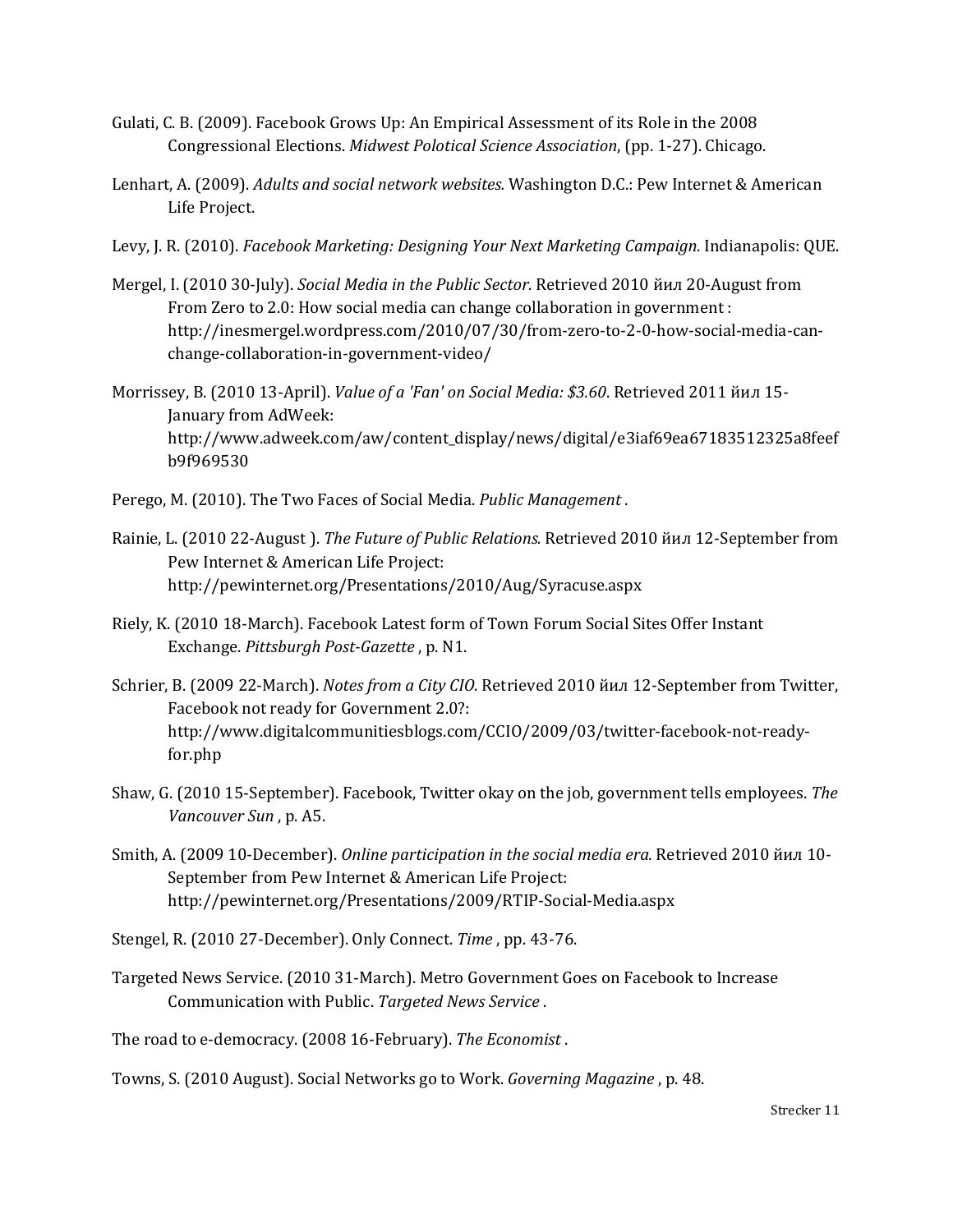Gulati, C. B. (2009). Facebook Grows Up: An Empirical Assessment of its Role in the 2008 Congressional Elections. *Midwest Polotical Science Association*, (pp. 1-27). Chicago.

Lenhart, A. (2009). *Adults and social network websites.* Washington D.C.: Pew Internet & American Life Project.

Levy, J. R. (2010). *Facebook Marketing: Designing Your Next Marketing Campaign.* Indianapolis: QUE.

Mergel, I. (2010 30-July). *Social Media in the Public Sector*. Retrieved 2010 йил 20-August from From Zero to 2.0: How social media can change collaboration in government : http://inesmergel.wordpress.com/2010/07/30/from-zero-to-2-0-how-social-media-can-change-collaboration-in-government-video/

Morrissey, B. (2010 13-April). *Value of a 'Fan' on Social Media: $3.60*. Retrieved 2011 йил 15-January from AdWeek: http://www.adweek.com/aw/content_display/news/digital/e3iaf69ea67183512325a8feefb9f969530

Perego, M. (2010). The Two Faces of Social Media. *Public Management* .

Rainie, L. (2010 22-August ). *The Future of Public Relations.* Retrieved 2010 йил 12-September from Pew Internet & American Life Project: http://pewinternet.org/Presentations/2010/Aug/Syracuse.aspx

Riely, K. (2010 18-March). Facebook Latest form of Town Forum Social Sites Offer Instant Exchange. *Pittsburgh Post-Gazette* , p. N1.

Schrier, B. (2009 22-March). *Notes from a City CIO*. Retrieved 2010 йил 12-September from Twitter, Facebook not ready for Government 2.0?: http://www.digitalcommunitiesblogs.com/CCIO/2009/03/twitter-facebook-not-ready-for.php

Shaw, G. (2010 15-September). Facebook, Twitter okay on the job, government tells employees. *The Vancouver Sun* , p. A5.

Smith, A. (2009 10-December). *Online participation in the social media era.* Retrieved 2010 йил 10-September from Pew Internet & American Life Project: http://pewinternet.org/Presentations/2009/RTIP-Social-Media.aspx

Stengel, R. (2010 27-December). Only Connect. *Time* , pp. 43-76.

Targeted News Service. (2010 31-March). Metro Government Goes on Facebook to Increase Communication with Public. *Targeted News Service* .

The road to e-democracy. (2008 16-February). *The Economist* .

Towns, S. (2010 August). Social Networks go to Work. *Governing Magazine* , p. 48.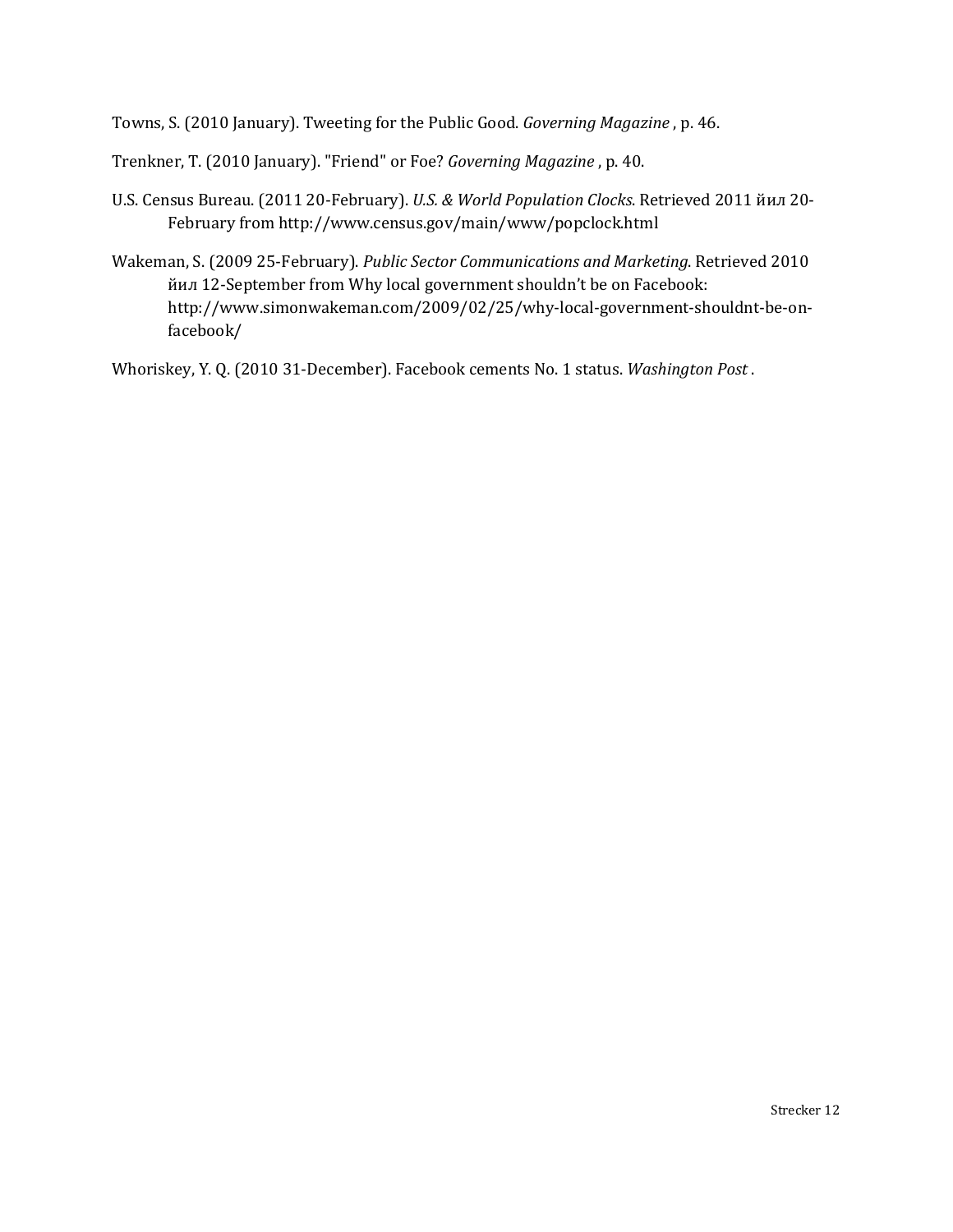Towns, S. (2010 January). Tweeting for the Public Good. *Governing Magazine* , p. 46.

Trenkner, T. (2010 January). "Friend" or Foe? *Governing Magazine* , p. 40.

U.S. Census Bureau. (2011 20-February). *U.S. & World Population Clocks*. Retrieved 2011 йил 20-February from http://www.census.gov/main/www/popclock.html

Wakeman, S. (2009 25-February). *Public Sector Communications and Marketing*. Retrieved 2010 йил 12-September from Why local government shouldn't be on Facebook: http://www.simonwakeman.com/2009/02/25/why-local-government-shouldnt-be-on-facebook/

Whoriskey, Y. Q. (2010 31-December). Facebook cements No. 1 status. *Washington Post* .